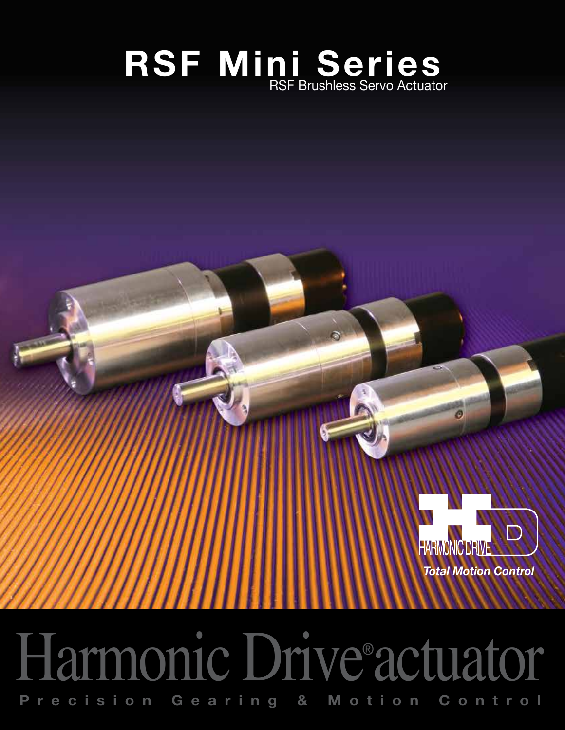# RSF Mini Series

RSF Brushless Servo Actuator

HARMONIC DRIVE

*Total Motion Control*

# Harmonic Drive® actuator

**Precision Gearing & Motion Control**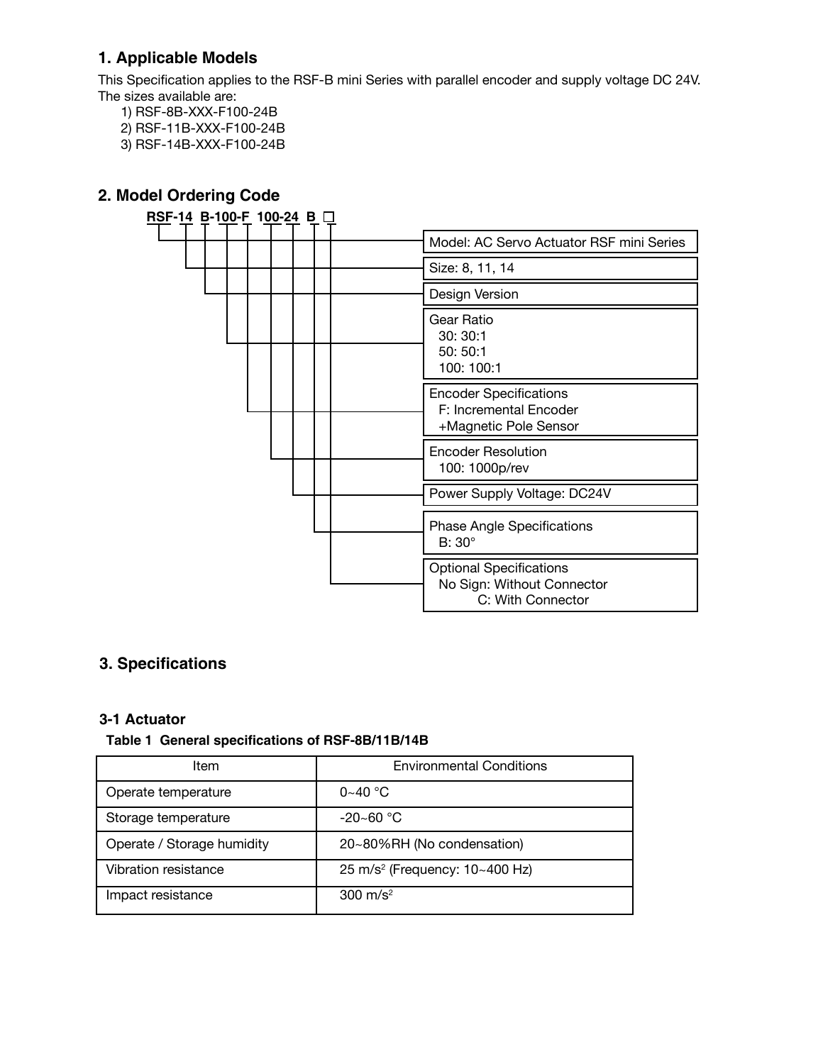## 1. Applicable Models

This Specification applies to the RSF-B mini Series with parallel encoder and supply voltage DC 24V.
The sizes available are:

1) RSF-8B-XXX-F100-24B
2) RSF-11B-XXX-F100-24B
3) RSF-14B-XXX-F100-24B

## 2. Model Ordering Code

**RSF-14 B-100-F 100-24 B □**

| Code | Description |
|---|---|
| RSF | Model: AC Servo Actuator RSF mini Series |
| 14 | Size: 8, 11, 14 |
| B | Design Version |
| 100 | Gear Ratio<br>30: 30:1<br>50: 50:1<br>100: 100:1 |
| F | Encoder Specifications<br>F: Incremental Encoder +Magnetic Pole Sensor |
| 100 | Encoder Resolution<br>100: 1000p/rev |
| 24 | Power Supply Voltage: DC24V |
| B | Phase Angle Specifications<br>B: 30° |
| □ | Optional Specifications<br>No Sign: Without Connector<br>C: With Connector |

## 3. Specifications

### 3-1 Actuator

**Table 1 General specifications of RSF-8B/11B/14B**

| Item | Environmental Conditions |
|---|---|
| Operate temperature | 0~40 °C |
| Storage temperature | -20~60 °C |
| Operate / Storage humidity | 20~80%RH (No condensation) |
| Vibration resistance | 25 $m/s^2$ (Frequency: 10~400 Hz) |
| Impact resistance | 300 $m/s^2$ |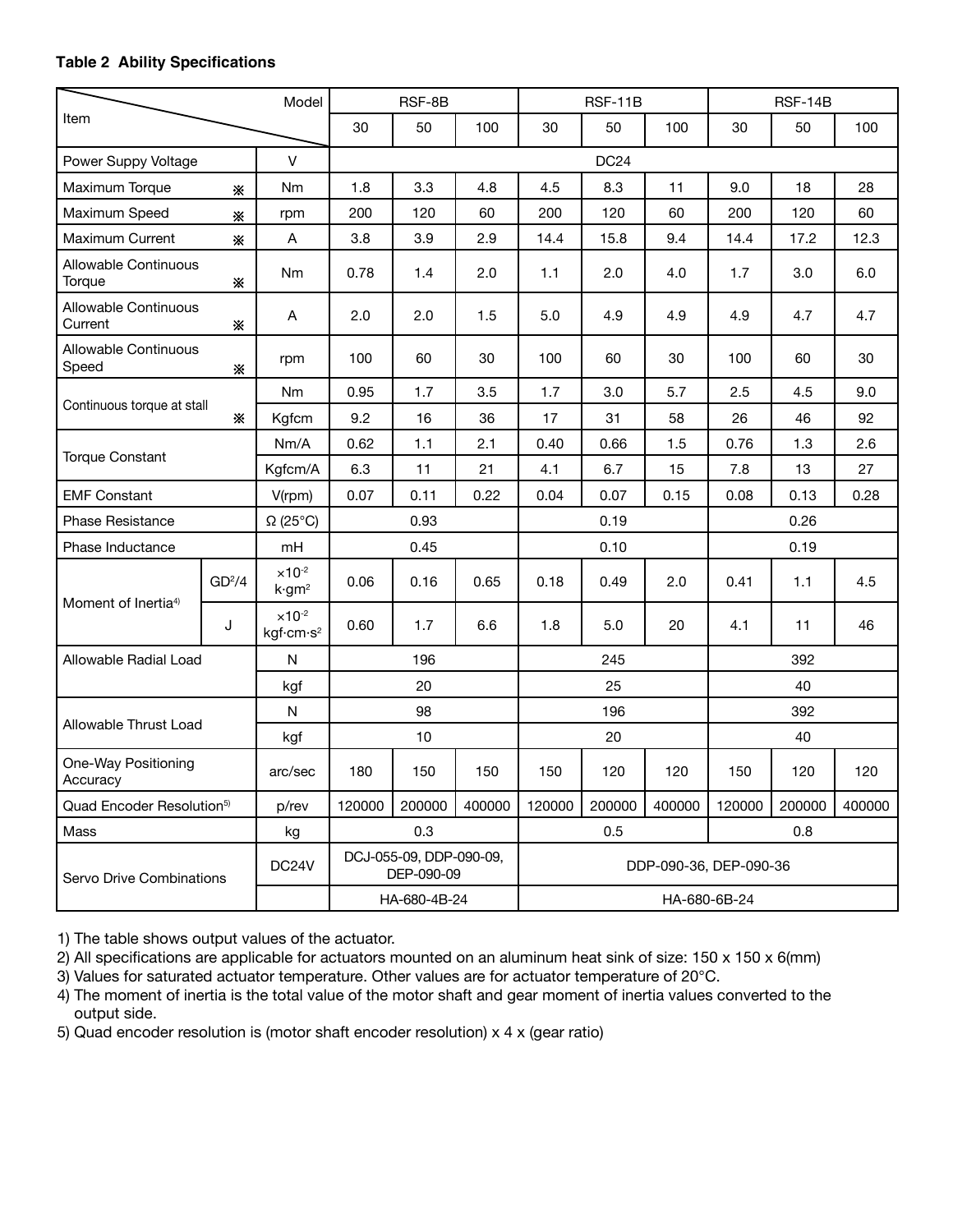**Table 2 Ability Specifications**

| Item | | Model | RSF-8B | | | RSF-11B | | | RSF-14B | | |
|---|---|---|---|---|---|---|---|---|---|---|---|
| | | | 30 | 50 | 100 | 30 | 50 | 100 | 30 | 50 | 100 |
| Power Suppy Voltage | | V | DC24 | | | | | | | | |
| Maximum Torque ※ | | Nm | 1.8 | 3.3 | 4.8 | 4.5 | 8.3 | 11 | 9.0 | 18 | 28 |
| Maximum Speed ※ | | rpm | 200 | 120 | 60 | 200 | 120 | 60 | 200 | 120 | 60 |
| Maximum Current ※ | | A | 3.8 | 3.9 | 2.9 | 14.4 | 15.8 | 9.4 | 14.4 | 17.2 | 12.3 |
| Allowable Continuous Torque ※ | | Nm | 0.78 | 1.4 | 2.0 | 1.1 | 2.0 | 4.0 | 1.7 | 3.0 | 6.0 |
| Allowable Continuous Current ※ | | A | 2.0 | 2.0 | 1.5 | 5.0 | 4.9 | 4.9 | 4.9 | 4.7 | 4.7 |
| Allowable Continuous Speed ※ | | rpm | 100 | 60 | 30 | 100 | 60 | 30 | 100 | 60 | 30 |
| Continuous torque at stall ※ | | Nm | 0.95 | 1.7 | 3.5 | 1.7 | 3.0 | 5.7 | 2.5 | 4.5 | 9.0 |
| | | Kgfcm | 9.2 | 16 | 36 | 17 | 31 | 58 | 26 | 46 | 92 |
| Torque Constant | | Nm/A | 0.62 | 1.1 | 2.1 | 0.40 | 0.66 | 1.5 | 0.76 | 1.3 | 2.6 |
| | | Kgfcm/A | 6.3 | 11 | 21 | 4.1 | 6.7 | 15 | 7.8 | 13 | 27 |
| EMF Constant | | V(rpm) | 0.07 | 0.11 | 0.22 | 0.04 | 0.07 | 0.15 | 0.08 | 0.13 | 0.28 |
| Phase Resistance | | Ω (25°C) | 0.93 | | | 0.19 | | | 0.26 | | |
| Phase Inductance | | mH | 0.45 | | | 0.10 | | | 0.19 | | |
| Moment of Inertia[4] | $GD^2/4$ | $\times10^{-2}$ $k\cdot gm^2$ | 0.06 | 0.16 | 0.65 | 0.18 | 0.49 | 2.0 | 0.41 | 1.1 | 4.5 |
| | J | $\times10^{-2}$ $kgf\cdot cm\cdot s^2$ | 0.60 | 1.7 | 6.6 | 1.8 | 5.0 | 20 | 4.1 | 11 | 46 |
| Allowable Radial Load | | N | 196 | | | 245 | | | 392 | | |
| | | kgf | 20 | | | 25 | | | 40 | | |
| Allowable Thrust Load | | N | 98 | | | 196 | | | 392 | | |
| | | kgf | 10 | | | 20 | | | 40 | | |
| One-Way Positioning Accuracy | | arc/sec | 180 | 150 | 150 | 150 | 120 | 120 | 150 | 120 | 120 |
| Quad Encoder Resolution[5] | | p/rev | 120000 | 200000 | 400000 | 120000 | 200000 | 400000 | 120000 | 200000 | 400000 |
| Mass | | kg | 0.3 | | | 0.5 | | | 0.8 | | |
| Servo Drive Combinations | | DC24V | DCJ-055-09, DDP-090-09, DEP-090-09 | | | DDP-090-36, DEP-090-36 | | | | | |
| | | | HA-680-4B-24 | | | HA-680-6B-24 | | | | | |

1) The table shows output values of the actuator.
2) All specifications are applicable for actuators mounted on an aluminum heat sink of size: 150 x 150 x 6(mm)
3) Values for saturated actuator temperature. Other values are for actuator temperature of 20°C.
4) The moment of inertia is the total value of the motor shaft and gear moment of inertia values converted to the output side.
5) Quad encoder resolution is (motor shaft encoder resolution) x 4 x (gear ratio)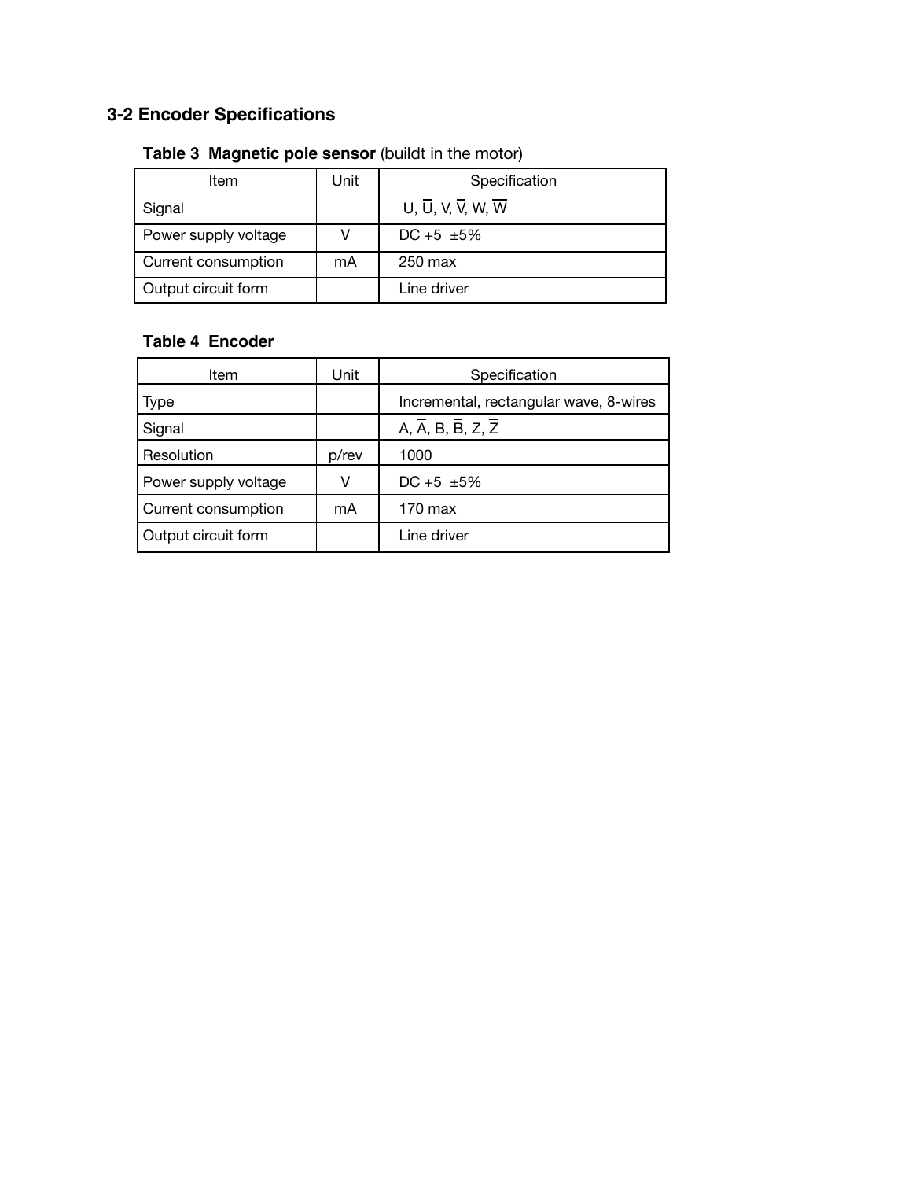## 3-2 Encoder Specifications

**Table 3 Magnetic pole sensor** (buildt in the motor)

| Item | Unit | Specification |
|---|---|---|
| Signal | | U, $\overline{U}$, V, $\overline{V}$, W, $\overline{W}$ |
| Power supply voltage | V | DC +5 ±5% |
| Current consumption | mA | 250 max |
| Output circuit form | | Line driver |

**Table 4 Encoder**

| Item | Unit | Specification |
|---|---|---|
| Type | | Incremental, rectangular wave, 8-wires |
| Signal | | A, $\overline{A}$, B, $\overline{B}$, Z, $\overline{Z}$ |
| Resolution | p/rev | 1000 |
| Power supply voltage | V | DC +5 ±5% |
| Current consumption | mA | 170 max |
| Output circuit form | | Line driver |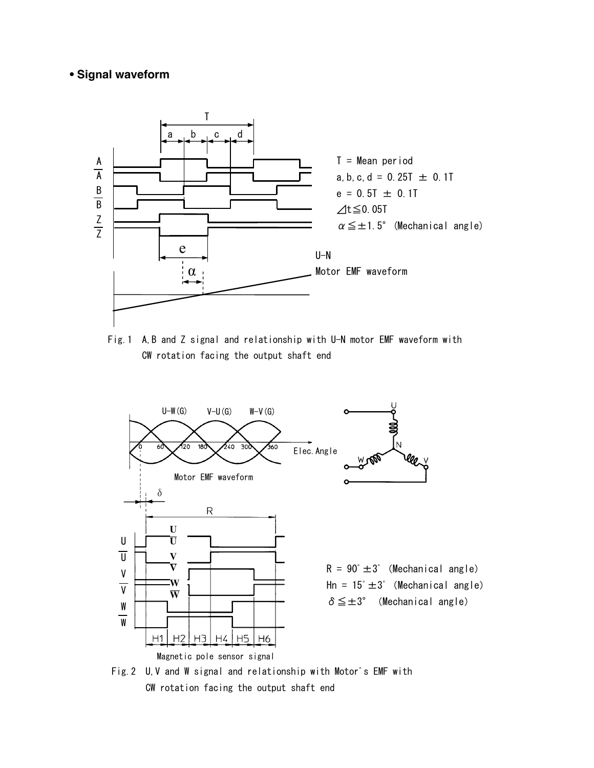• **Signal waveform**

T = Mean period

a, b, c, d = 0.25T ± 0.1T

e = 0.5T ± 0.1T

⊿t≦0.05T

α≦±1.5° (Mechanical angle)

Fig.1 A,B and Z signal and relationship with U-N motor EMF waveform with CW rotation facing the output shaft end

R = 90°±3° (Mechanical angle)

Hn = 15°±3° (Mechanical angle)

δ≦±3° (Mechanical angle)

Fig.2 U,V and W signal and relationship with Motor's EMF with CW rotation facing the output shaft end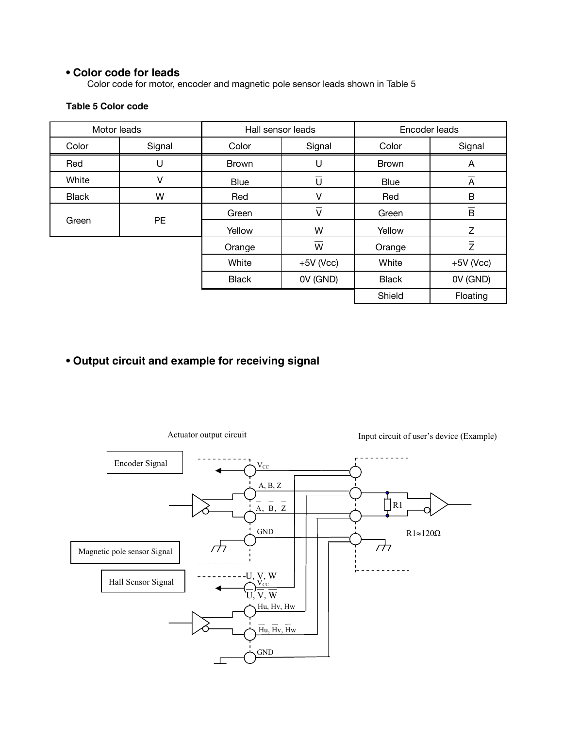## • Color code for leads

Color code for motor, encoder and magnetic pole sensor leads shown in Table 5

**Table 5 Color code**

| Motor leads | | Hall sensor leads | | Encoder leads | |
|---|---|---|---|---|---|
| Color | Signal | Color | Signal | Color | Signal |
| Red | U | Brown | U | Brown | A |
| White | V | Blue | $\overline{U}$ | Blue | $\overline{A}$ |
| Black | W | Red | V | Red | B |
| Green | PE | Green | $\overline{V}$ | Green | $\overline{B}$ |
| | | Yellow | W | Yellow | Z |
| | | Orange | $\overline{W}$ | Orange | $\overline{Z}$ |
| | | White | +5V (Vcc) | White | +5V (Vcc) |
| | | Black | 0V (GND) | Black | 0V (GND) |
| | | | | Shield | Floating |

## • Output circuit and example for receiving signal

Actuator output circuit

Input circuit of user's device (Example)

Encoder Signal

$V_{CC}$

A, B, Z

$\overline{A}$, $\overline{B}$, $\overline{Z}$

GND

R1

R1≈120Ω

Magnetic pole sensor Signal

Hall Sensor Signal

U, V, W

$V_{CC}$

$\overline{U}$, $\overline{V}$, $\overline{W}$

Hu, Hv, Hw

$\overline{Hu}$, $\overline{Hv}$, $\overline{Hw}$

GND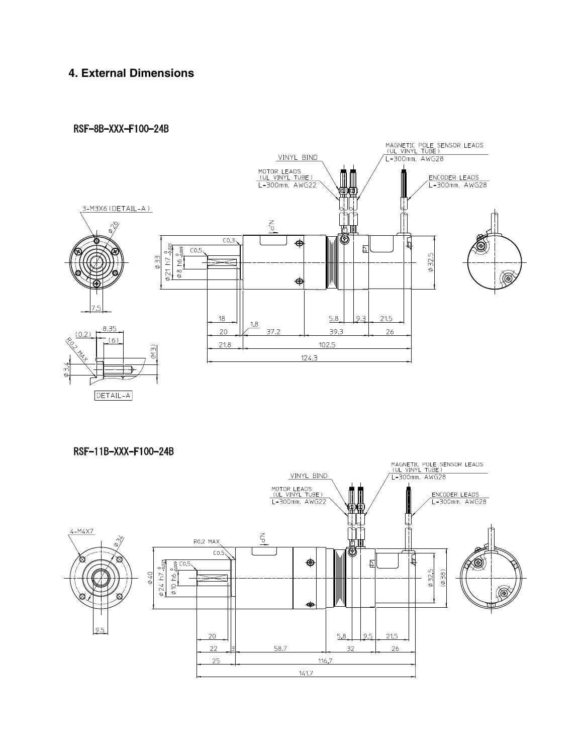## 4. External Dimensions

RSF-8B-XXX-F100-24B

3-M3X6 (DETAIL-A)

VINYL BIND

MOTOR LEADS
(UL VINYL TUBE)
L=300mm, AWG22

MAGNETIC POLE SENSOR LEADS
(UL VINYL TUBE)
L=300mm, AWG28

ENCODER LEADS
L=300mm, AWG28

DETAIL-A

RSF-11B-XXX-F100-24B

4-M4X7

VINYL BIND

MOTOR LEADS
(UL VINYL TUBE)
L=300mm, AWG22

MAGNETIC POLE SENSOR LEADS
(UL VINYL TUBE)
L=300mm, AWG28

ENCODER LEADS
L=300mm, AWG28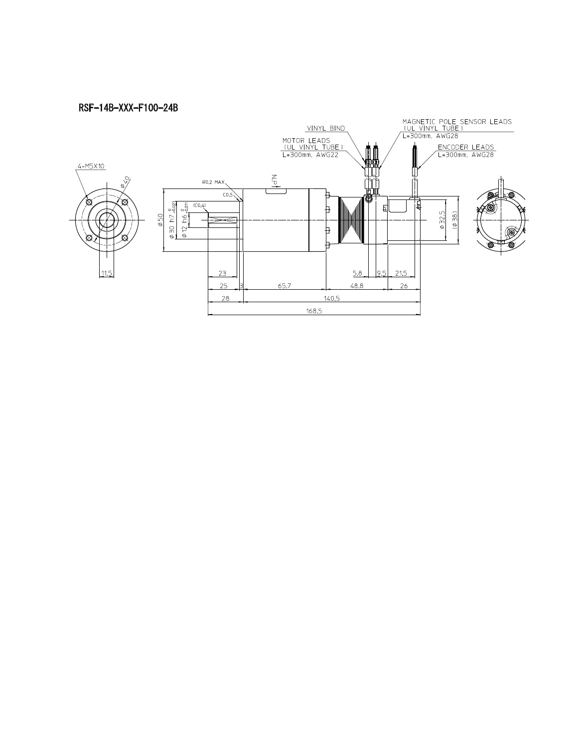## RSF-14B-XXX-F100-24B

VINYL BIND

MOTOR LEADS
(UL VINYL TUBE)
L=300mm, AWG22

MAGNETIC POLE SENSOR LEADS
(UL VINYL TUBE)
L=300mm, AWG28

ENCODER LEADS
L=300mm, AWG28

4-M5X10

φ40

11.5

R0.2 MAX

C0.5

(C0.4)

N.P

φ50

φ30 h7 $^{0}_{-0.021}$

φ12 h6 $^{0}_{-0.011}$

φ32.5

(φ38)

23

25

3

65.7

48.8

5.8

9.5

21.5

26

28

140.5

168.5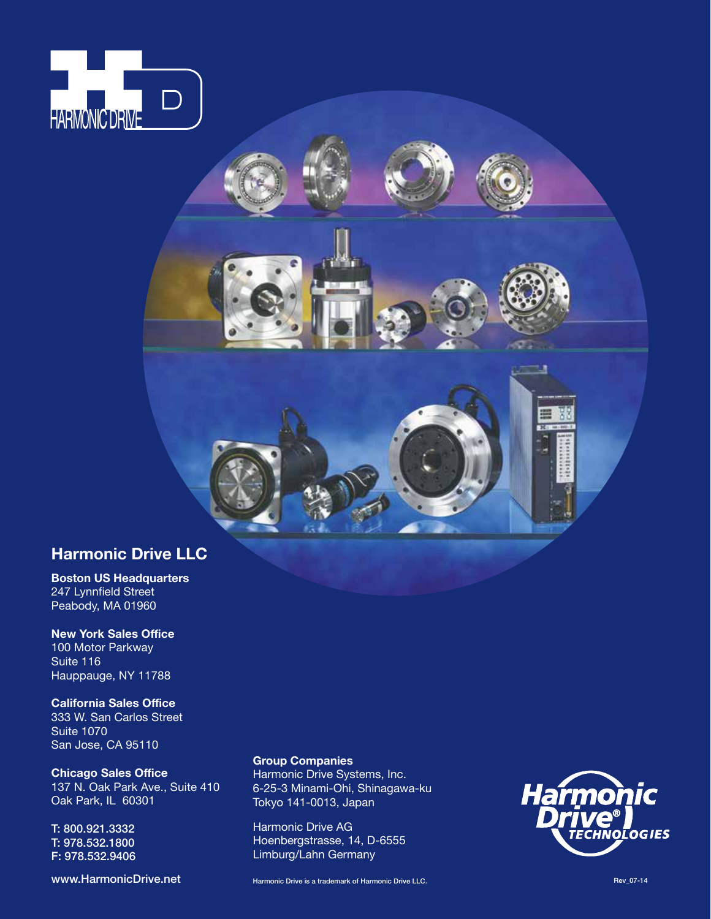## Harmonic Drive LLC

**Boston US Headquarters**
247 Lynnfield Street
Peabody, MA 01960

**New York Sales Office**
100 Motor Parkway
Suite 116
Hauppauge, NY 11788

**California Sales Office**
333 W. San Carlos Street
Suite 1070
San Jose, CA 95110

**Chicago Sales Office**
137 N. Oak Park Ave., Suite 410
Oak Park, IL 60301

**T: 800.921.3332**
**T: 978.532.1800**
**F: 978.532.9406**

**www.HarmonicDrive.net**

**Group Companies**
Harmonic Drive Systems, Inc.
6-25-3 Minami-Ohi, Shinagawa-ku
Tokyo 141-0013, Japan

Harmonic Drive AG
Hoenbergstrasse, 14, D-6555
Limburg/Lahn Germany

Harmonic Drive is a trademark of Harmonic Drive LLC.

Rev_07-14